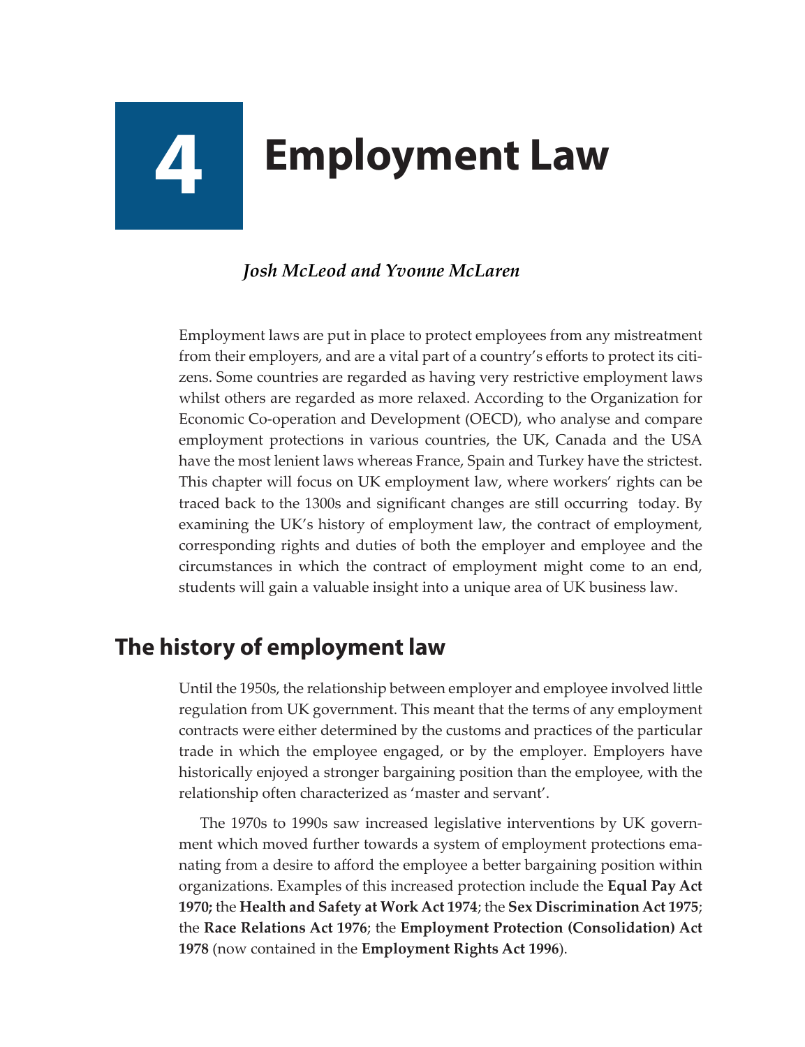# 4 Employment Law

*Josh McLeod and Yvonne McLaren*

Employment laws are put in place to protect employees from any mistreatment from their employers, and are a vital part of a country's efforts to protect its citizens. Some countries are regarded as having very restrictive employment laws whilst others are regarded as more relaxed. According to the Organization for Economic Co-operation and Development (OECD), who analyse and compare employment protections in various countries, the UK, Canada and the USA have the most lenient laws whereas France, Spain and Turkey have the strictest. This chapter will focus on UK employment law, where workers' rights can be traced back to the 1300s and significant changes are still occurring today. By examining the UK's history of employment law, the contract of employment, corresponding rights and duties of both the employer and employee and the circumstances in which the contract of employment might come to an end, students will gain a valuable insight into a unique area of UK business law.

## The history of employment law

Until the 1950s, the relationship between employer and employee involved little regulation from UK government. This meant that the terms of any employment contracts were either determined by the customs and practices of the particular trade in which the employee engaged, or by the employer. Employers have historically enjoyed a stronger bargaining position than the employee, with the relationship often characterized as 'master and servant'.

The 1970s to 1990s saw increased legislative interventions by UK government which moved further towards a system of employment protections emanating from a desire to afford the employee a better bargaining position within organizations. Examples of this increased protection include the **Equal Pay Act 1970;** the **Health and Safety at Work Act 1974**; the **Sex Discrimination Act 1975**; the **Race Relations Act 1976**; the **Employment Protection (Consolidation) Act 1978** (now contained in the **Employment Rights Act 1996**).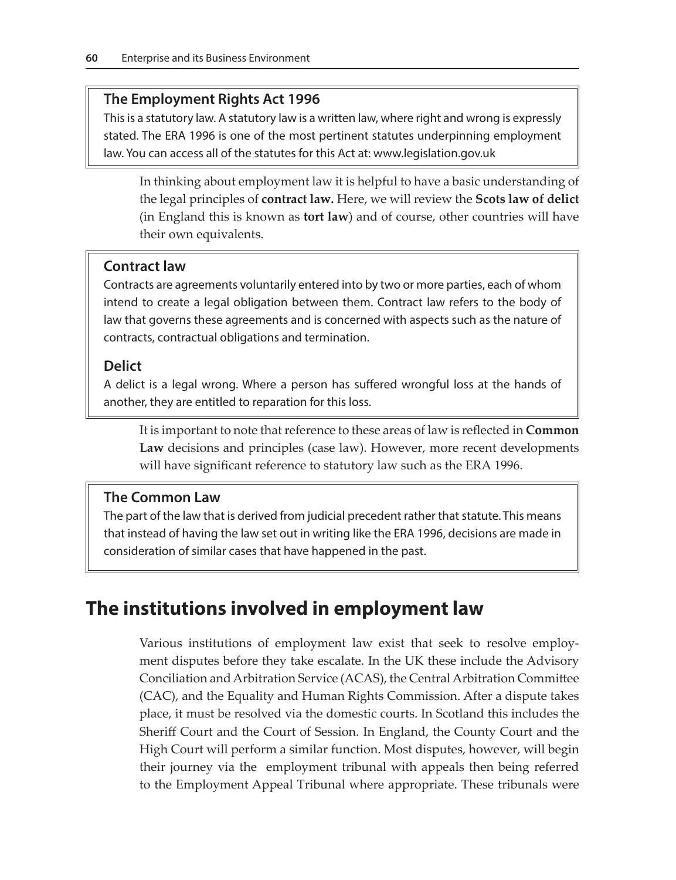**The Employment Rights Act 1996**

This is a statutory law. A statutory law is a written law, where right and wrong is expressly stated. The ERA 1996 is one of the most pertinent statutes underpinning employment law. You can access all of the statutes for this Act at: www.legislation.gov.uk

In thinking about employment law it is helpful to have a basic understanding of the legal principles of **contract law.** Here, we will review the **Scots law of delict** (in England this is known as **tort law**) and of course, other countries will have their own equivalents.

**Contract law**

Contracts are agreements voluntarily entered into by two or more parties, each of whom intend to create a legal obligation between them. Contract law refers to the body of law that governs these agreements and is concerned with aspects such as the nature of contracts, contractual obligations and termination.

**Delict**

A delict is a legal wrong. Where a person has suffered wrongful loss at the hands of another, they are entitled to reparation for this loss.

It is important to note that reference to these areas of law is reflected in **Common Law** decisions and principles (case law). However, more recent developments will have significant reference to statutory law such as the ERA 1996.

**The Common Law**

The part of the law that is derived from judicial precedent rather that statute. This means that instead of having the law set out in writing like the ERA 1996, decisions are made in consideration of similar cases that have happened in the past.

## The institutions involved in employment law

Various institutions of employment law exist that seek to resolve employment disputes before they take escalate. In the UK these include the Advisory Conciliation and Arbitration Service (ACAS), the Central Arbitration Committee (CAC), and the Equality and Human Rights Commission. After a dispute takes place, it must be resolved via the domestic courts. In Scotland this includes the Sheriff Court and the Court of Session. In England, the County Court and the High Court will perform a similar function. Most disputes, however, will begin their journey via the employment tribunal with appeals then being referred to the Employment Appeal Tribunal where appropriate. These tribunals were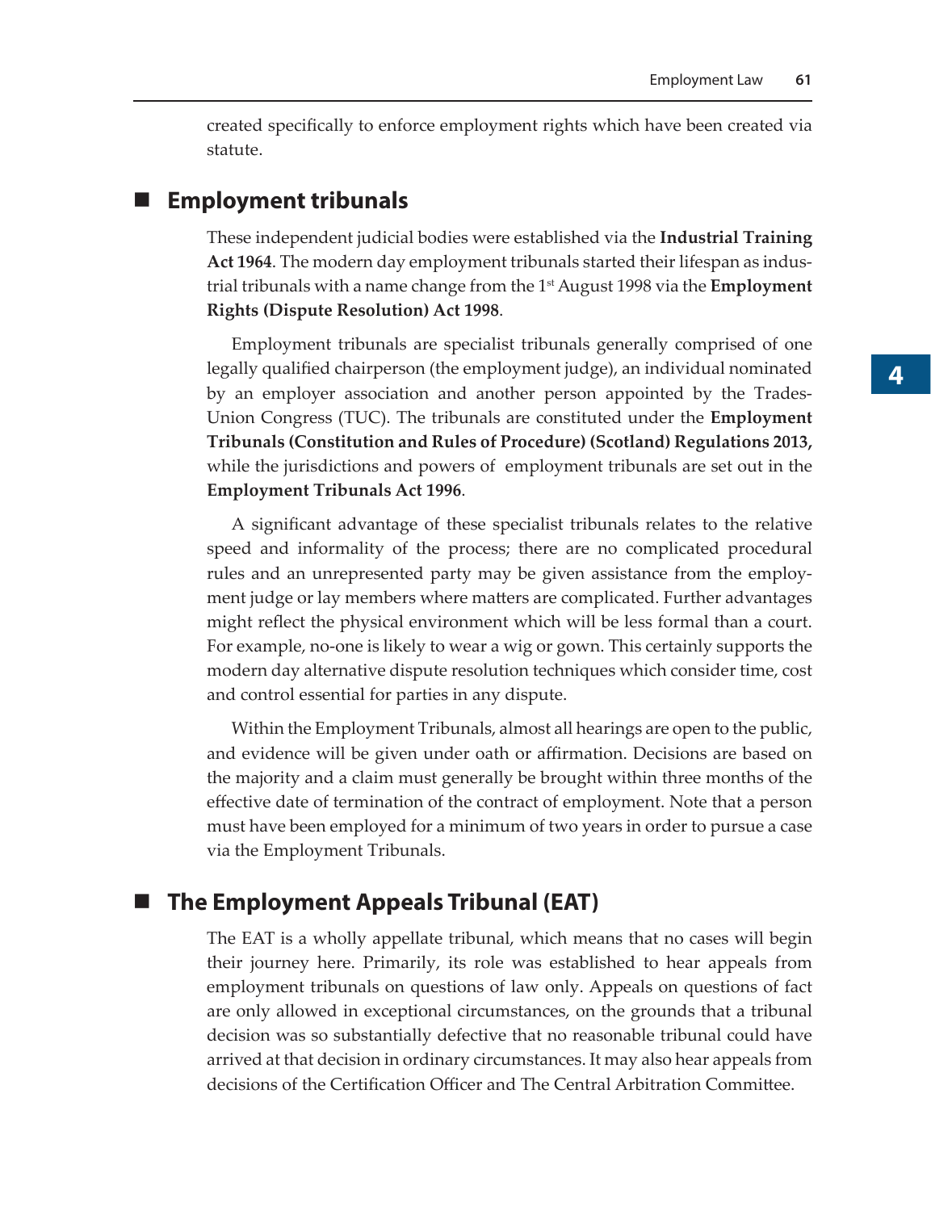created specifically to enforce employment rights which have been created via statute.

## Employment tribunals

These independent judicial bodies were established via the **Industrial Training Act 1964**. The modern day employment tribunals started their lifespan as industrial tribunals with a name change from the 1st August 1998 via the **Employment Rights (Dispute Resolution) Act 1998**.

Employment tribunals are specialist tribunals generally comprised of one legally qualified chairperson (the employment judge), an individual nominated by an employer association and another person appointed by the Trades-Union Congress (TUC). The tribunals are constituted under the **Employment Tribunals (Constitution and Rules of Procedure) (Scotland) Regulations 2013,** while the jurisdictions and powers of employment tribunals are set out in the **Employment Tribunals Act 1996**.

A significant advantage of these specialist tribunals relates to the relative speed and informality of the process; there are no complicated procedural rules and an unrepresented party may be given assistance from the employment judge or lay members where matters are complicated. Further advantages might reflect the physical environment which will be less formal than a court. For example, no-one is likely to wear a wig or gown. This certainly supports the modern day alternative dispute resolution techniques which consider time, cost and control essential for parties in any dispute.

Within the Employment Tribunals, almost all hearings are open to the public, and evidence will be given under oath or affirmation. Decisions are based on the majority and a claim must generally be brought within three months of the effective date of termination of the contract of employment. Note that a person must have been employed for a minimum of two years in order to pursue a case via the Employment Tribunals.

## The Employment Appeals Tribunal (EAT)

The EAT is a wholly appellate tribunal, which means that no cases will begin their journey here. Primarily, its role was established to hear appeals from employment tribunals on questions of law only. Appeals on questions of fact are only allowed in exceptional circumstances, on the grounds that a tribunal decision was so substantially defective that no reasonable tribunal could have arrived at that decision in ordinary circumstances. It may also hear appeals from decisions of the Certification Officer and The Central Arbitration Committee.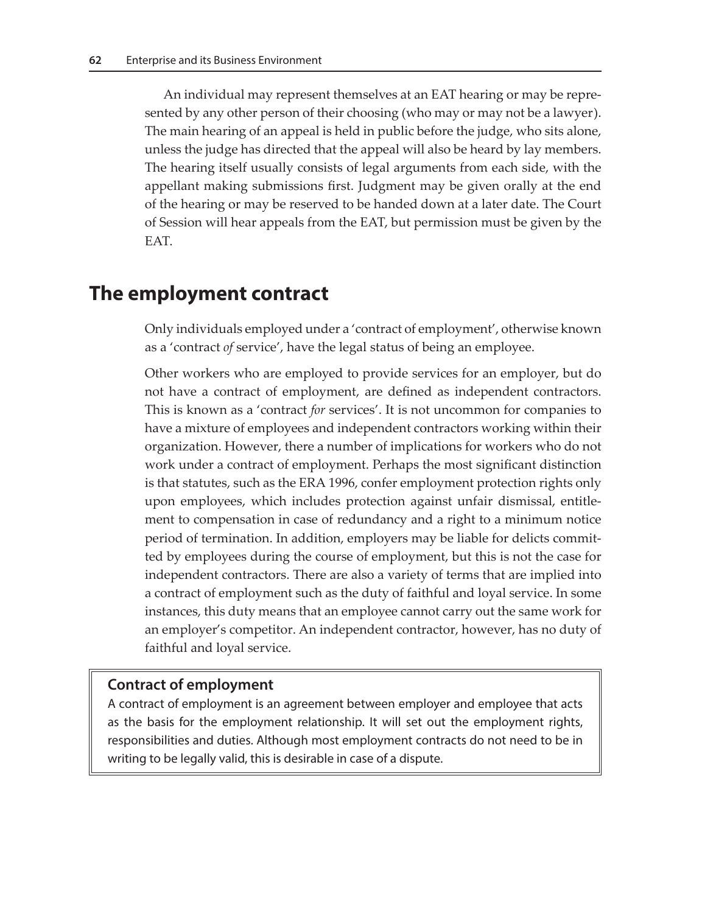An individual may represent themselves at an EAT hearing or may be represented by any other person of their choosing (who may or may not be a lawyer). The main hearing of an appeal is held in public before the judge, who sits alone, unless the judge has directed that the appeal will also be heard by lay members. The hearing itself usually consists of legal arguments from each side, with the appellant making submissions first. Judgment may be given orally at the end of the hearing or may be reserved to be handed down at a later date. The Court of Session will hear appeals from the EAT, but permission must be given by the EAT.

## The employment contract

Only individuals employed under a 'contract of employment', otherwise known as a 'contract *of* service', have the legal status of being an employee.

Other workers who are employed to provide services for an employer, but do not have a contract of employment, are defined as independent contractors. This is known as a 'contract *for* services'. It is not uncommon for companies to have a mixture of employees and independent contractors working within their organization. However, there a number of implications for workers who do not work under a contract of employment. Perhaps the most significant distinction is that statutes, such as the ERA 1996, confer employment protection rights only upon employees, which includes protection against unfair dismissal, entitlement to compensation in case of redundancy and a right to a minimum notice period of termination. In addition, employers may be liable for delicts committed by employees during the course of employment, but this is not the case for independent contractors. There are also a variety of terms that are implied into a contract of employment such as the duty of faithful and loyal service. In some instances, this duty means that an employee cannot carry out the same work for an employer's competitor. An independent contractor, however, has no duty of faithful and loyal service.

> **Contract of employment**
>
> A contract of employment is an agreement between employer and employee that acts as the basis for the employment relationship. It will set out the employment rights, responsibilities and duties. Although most employment contracts do not need to be in writing to be legally valid, this is desirable in case of a dispute.